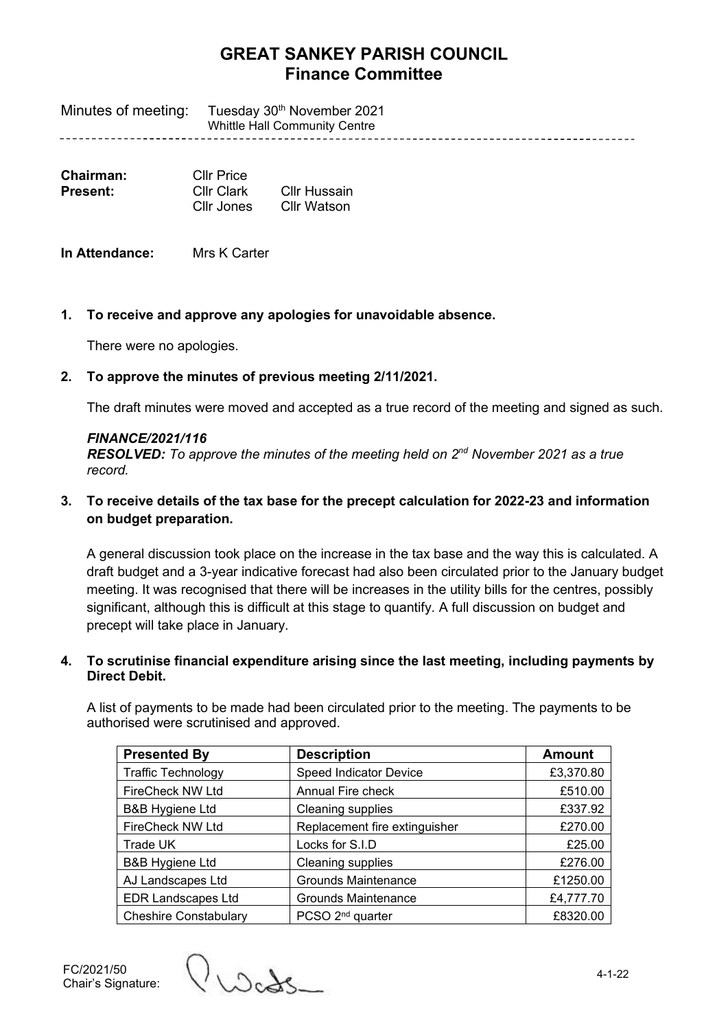# GREAT SANKEY PARISH COUNCIL
## Finance Committee

Minutes of meeting: Tuesday 30th November 2021
Whittle Hall Community Centre

**Chairman:** Cllr Price
**Present:** Cllr Clark, Cllr Hussain, Cllr Jones, Cllr Watson

**In Attendance:** Mrs K Carter

**1. To receive and approve any apologies for unavoidable absence.**

There were no apologies.

**2. To approve the minutes of previous meeting 2/11/2021.**

The draft minutes were moved and accepted as a true record of the meeting and signed as such.

***FINANCE/2021/116***
***RESOLVED:*** *To approve the minutes of the meeting held on 2nd November 2021 as a true record.*

**3. To receive details of the tax base for the precept calculation for 2022-23 and information on budget preparation.**

A general discussion took place on the increase in the tax base and the way this is calculated. A draft budget and a 3-year indicative forecast had also been circulated prior to the January budget meeting. It was recognised that there will be increases in the utility bills for the centres, possibly significant, although this is difficult at this stage to quantify. A full discussion on budget and precept will take place in January.

**4. To scrutinise financial expenditure arising since the last meeting, including payments by Direct Debit.**

A list of payments to be made had been circulated prior to the meeting. The payments to be authorised were scrutinised and approved.

| Presented By | Description | Amount |
|---|---|---|
| Traffic Technology | Speed Indicator Device | £3,370.80 |
| FireCheck NW Ltd | Annual Fire check | £510.00 |
| B&B Hygiene Ltd | Cleaning supplies | £337.92 |
| FireCheck NW Ltd | Replacement fire extinguisher | £270.00 |
| Trade UK | Locks for S.I.D | £25.00 |
| B&B Hygiene Ltd | Cleaning supplies | £276.00 |
| AJ Landscapes Ltd | Grounds Maintenance | £1250.00 |
| EDR Landscapes Ltd | Grounds Maintenance | £4,777.70 |
| Cheshire Constabulary | PCSO 2nd quarter | £8320.00 |

FC/2021/50
Chair's Signature: 4-1-22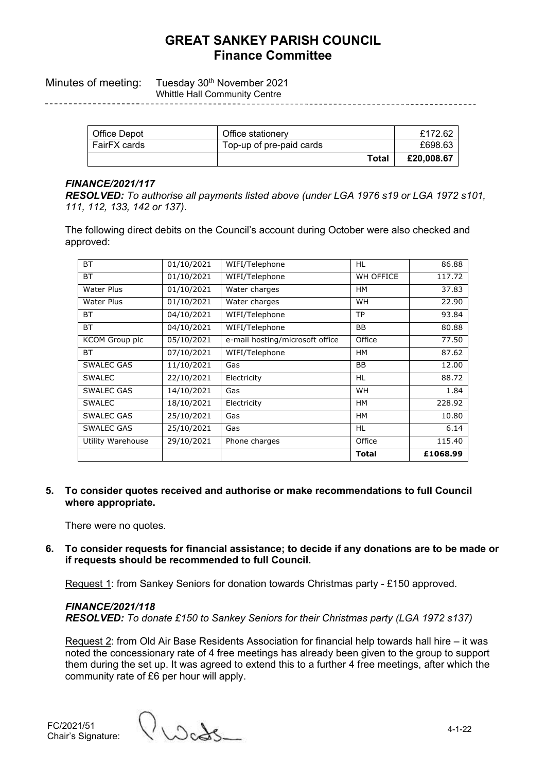| Office Depot | Office stationery | £172.62 |
|---|---|---|
| FairFX cards | Top-up of pre-paid cards | £698.63 |
| | **Total** | **£20,008.67** |

***FINANCE/2021/117***

***RESOLVED:*** *To authorise all payments listed above (under LGA 1976 s19 or LGA 1972 s101, 111, 112, 133, 142 or 137).*

The following direct debits on the Council's account during October were also checked and approved:

| BT | 01/10/2021 | WIFI/Telephone | HL | 86.88 |
|---|---|---|---|---|
| BT | 01/10/2021 | WIFI/Telephone | WH OFFICE | 117.72 |
| Water Plus | 01/10/2021 | Water charges | HM | 37.83 |
| Water Plus | 01/10/2021 | Water charges | WH | 22.90 |
| BT | 04/10/2021 | WIFI/Telephone | TP | 93.84 |
| BT | 04/10/2021 | WIFI/Telephone | BB | 80.88 |
| KCOM Group plc | 05/10/2021 | e-mail hosting/microsoft office | Office | 77.50 |
| BT | 07/10/2021 | WIFI/Telephone | HM | 87.62 |
| SWALEC GAS | 11/10/2021 | Gas | BB | 12.00 |
| SWALEC | 22/10/2021 | Electricity | HL | 88.72 |
| SWALEC GAS | 14/10/2021 | Gas | WH | 1.84 |
| SWALEC | 18/10/2021 | Electricity | HM | 228.92 |
| SWALEC GAS | 25/10/2021 | Gas | HM | 10.80 |
| SWALEC GAS | 25/10/2021 | Gas | HL | 6.14 |
| Utility Warehouse | 29/10/2021 | Phone charges | Office | 115.40 |
| | | | **Total** | **£1068.99** |

**5. To consider quotes received and authorise or make recommendations to full Council where appropriate.**

There were no quotes.

**6. To consider requests for financial assistance; to decide if any donations are to be made or if requests should be recommended to full Council.**

Request 1: from Sankey Seniors for donation towards Christmas party - £150 approved.

***FINANCE/2021/118***

***RESOLVED:*** *To donate £150 to Sankey Seniors for their Christmas party (LGA 1972 s137)*

Request 2: from Old Air Base Residents Association for financial help towards hall hire – it was noted the concessionary rate of 4 free meetings has already been given to the group to support them during the set up. It was agreed to extend this to a further 4 free meetings, after which the community rate of £6 per hour will apply.

FC/2021/51

Chair's Signature:

4-1-22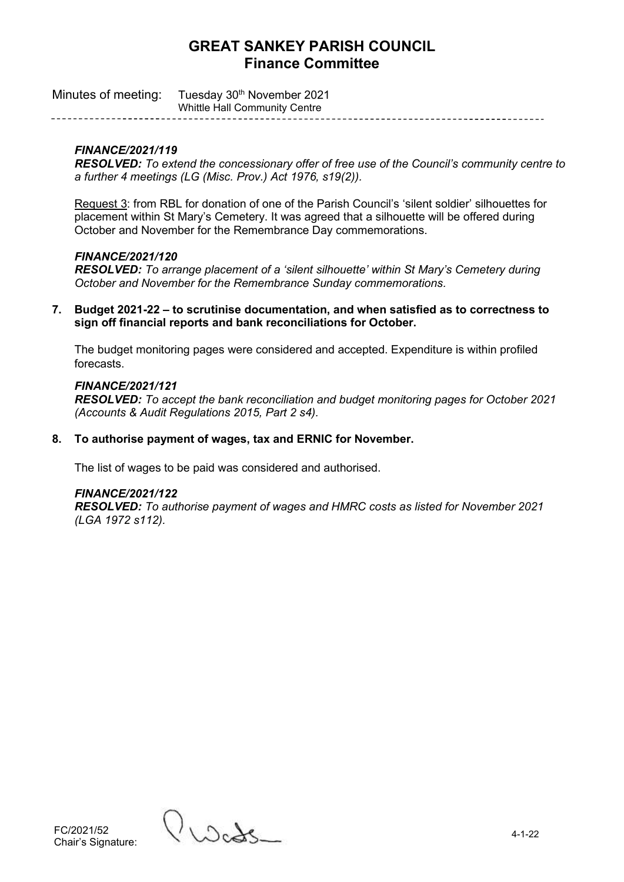# GREAT SANKEY PARISH COUNCIL
## Finance Committee

Minutes of meeting: Tuesday 30th November 2021
Whittle Hall Community Centre

***FINANCE/2021/119***
***RESOLVED:*** *To extend the concessionary offer of free use of the Council's community centre to a further 4 meetings (LG (Misc. Prov.) Act 1976, s19(2)).*

Request 3: from RBL for donation of one of the Parish Council's 'silent soldier' silhouettes for placement within St Mary's Cemetery. It was agreed that a silhouette will be offered during October and November for the Remembrance Day commemorations.

***FINANCE/2021/120***
***RESOLVED:*** *To arrange placement of a 'silent silhouette' within St Mary's Cemetery during October and November for the Remembrance Sunday commemorations.*

**7. Budget 2021-22 – to scrutinise documentation, and when satisfied as to correctness to sign off financial reports and bank reconciliations for October.**

The budget monitoring pages were considered and accepted. Expenditure is within profiled forecasts.

***FINANCE/2021/121***
***RESOLVED:*** *To accept the bank reconciliation and budget monitoring pages for October 2021 (Accounts & Audit Regulations 2015, Part 2 s4).*

**8. To authorise payment of wages, tax and ERNIC for November.**

The list of wages to be paid was considered and authorised.

***FINANCE/2021/122***
***RESOLVED:*** *To authorise payment of wages and HMRC costs as listed for November 2021 (LGA 1972 s112).*

FC/2021/52
Chair's Signature: 4-1-22